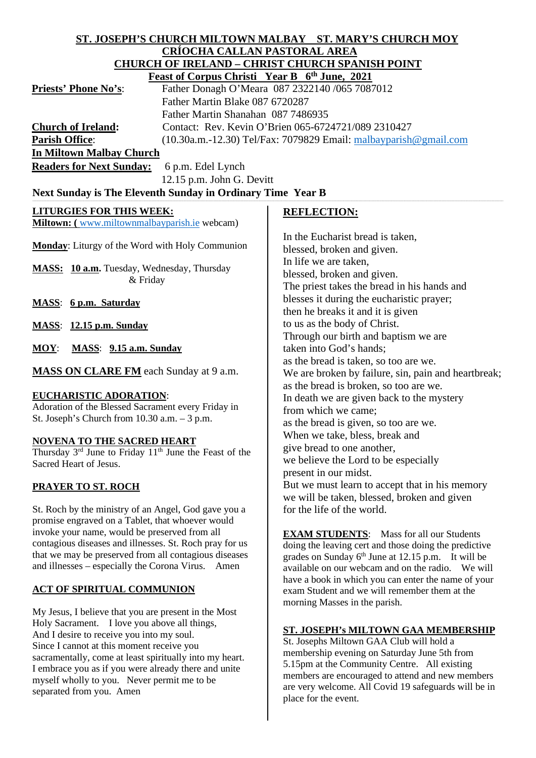**ST. JOSEPH'S CHURCH MILTOWN MALBAY ST. MARY'S CHURCH MOY**
**CRÍOCHA CALLAN PASTORAL AREA**
**CHURCH OF IRELAND – CHRIST CHURCH SPANISH POINT**
**Feast of Corpus Christi Year B 6th June, 2021**

**Priests' Phone No's**: Father Donagh O'Meara 087 2322140 /065 7087012
Father Martin Blake 087 6720287
Father Martin Shanahan 087 7486935

**Church of Ireland**: Contact: Rev. Kevin O'Brien 065-6724721/089 2310427

**Parish Office**: (10.30a.m.-12.30) Tel/Fax: 7079829 Email: malbayparish@gmail.com

**In Miltown Malbay Church**

**Readers for Next Sunday:** 6 p.m. Edel Lynch
12.15 p.m. John G. Devitt

**Next Sunday is The Eleventh Sunday in Ordinary Time Year B**

## LITURGIES FOR THIS WEEK:

**Miltown: (** www.miltownmalbayparish.ie webcam)

**Monday**: Liturgy of the Word with Holy Communion

**MASS**: **10 a.m.** Tuesday, Wednesday, Thursday & Friday

**MASS**: **6 p.m. Saturday**

**MASS**: **12.15 p.m. Sunday**

**MOY**: **MASS**: **9.15 a.m. Sunday**

**MASS ON CLARE FM** each Sunday at 9 a.m.

## EUCHARISTIC ADORATION:

Adoration of the Blessed Sacrament every Friday in St. Joseph's Church from 10.30 a.m. – 3 p.m.

## NOVENA TO THE SACRED HEART

Thursday 3rd June to Friday 11th June the Feast of the Sacred Heart of Jesus.

## PRAYER TO ST. ROCH

St. Roch by the ministry of an Angel, God gave you a promise engraved on a Tablet, that whoever would invoke your name, would be preserved from all contagious diseases and illnesses. St. Roch pray for us that we may be preserved from all contagious diseases and illnesses – especially the Corona Virus. Amen

## ACT OF SPIRITUAL COMMUNION

My Jesus, I believe that you are present in the Most Holy Sacrament. I love you above all things,
And I desire to receive you into my soul.
Since I cannot at this moment receive you sacramentally, come at least spiritually into my heart.
I embrace you as if you were already there and unite myself wholly to you. Never permit me to be separated from you. Amen

## REFLECTION:

In the Eucharist bread is taken,
blessed, broken and given.
In life we are taken,
blessed, broken and given.
The priest takes the bread in his hands and
blesses it during the eucharistic prayer;
then he breaks it and it is given
to us as the body of Christ.
Through our birth and baptism we are
taken into God's hands;
as the bread is taken, so too are we.
We are broken by failure, sin, pain and heartbreak;
as the bread is broken, so too are we.
In death we are given back to the mystery
from which we came;
as the bread is given, so too are we.
When we take, bless, break and
give bread to one another,
we believe the Lord to be especially
present in our midst.
But we must learn to accept that in his memory
we will be taken, blessed, broken and given
for the life of the world.

**EXAM STUDENTS**: Mass for all our Students doing the leaving cert and those doing the predictive grades on Sunday 6th June at 12.15 p.m. It will be available on our webcam and on the radio. We will have a book in which you can enter the name of your exam Student and we will remember them at the morning Masses in the parish.

## ST. JOSEPH's MILTOWN GAA MEMBERSHIP

St. Josephs Miltown GAA Club will hold a membership evening on Saturday June 5th from 5.15pm at the Community Centre. All existing members are encouraged to attend and new members are very welcome. All Covid 19 safeguards will be in place for the event.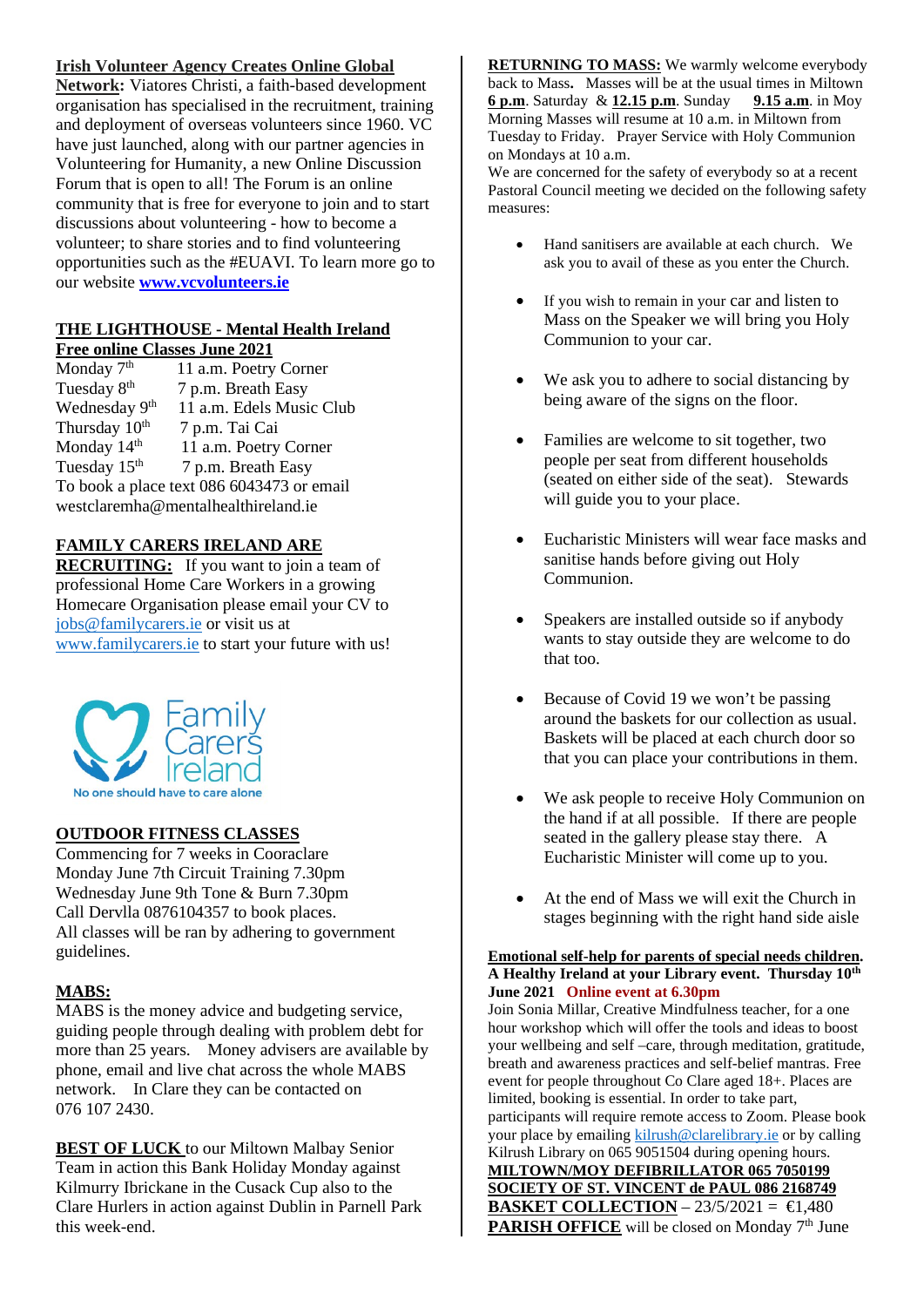**Irish Volunteer Agency Creates Online Global Network:** Viatores Christi, a faith-based development organisation has specialised in the recruitment, training and deployment of overseas volunteers since 1960. VC have just launched, along with our partner agencies in Volunteering for Humanity, a new Online Discussion Forum that is open to all! The Forum is an online community that is free for everyone to join and to start discussions about volunteering - how to become a volunteer; to share stories and to find volunteering opportunities such as the #EUAVI. To learn more go to our website **www.vcvolunteers.ie**

**THE LIGHTHOUSE - Mental Health Ireland Free online Classes June 2021**

| | |
|---|---|
| Monday 7th | 11 a.m. Poetry Corner |
| Tuesday 8th | 7 p.m. Breath Easy |
| Wednesday 9th | 11 a.m. Edels Music Club |
| Thursday 10th | 7 p.m. Tai Cai |
| Monday 14th | 11 a.m. Poetry Corner |
| Tuesday 15th | 7 p.m. Breath Easy |

To book a place text 086 6043473 or email westclaremha@mentalhealthireland.ie

**FAMILY CARERS IRELAND ARE RECRUITING:** If you want to join a team of professional Home Care Workers in a growing Homecare Organisation please email your CV to jobs@familycarers.ie or visit us at www.familycarers.ie to start your future with us!

Family Carers Ireland
No one should have to care alone

**OUTDOOR FITNESS CLASSES**
Commencing for 7 weeks in Cooraclare
Monday June 7th Circuit Training 7.30pm
Wednesday June 9th Tone & Burn 7.30pm
Call Dervlla 0876104357 to book places.
All classes will be ran by adhering to government guidelines.

**MABS:**
MABS is the money advice and budgeting service, guiding people through dealing with problem debt for more than 25 years. Money advisers are available by phone, email and live chat across the whole MABS network. In Clare they can be contacted on 076 107 2430.

**BEST OF LUCK** to our Miltown Malbay Senior Team in action this Bank Holiday Monday against Kilmurry Ibrickane in the Cusack Cup also to the Clare Hurlers in action against Dublin in Parnell Park this week-end.

**RETURNING TO MASS:** We warmly welcome everybody back to Mass. Masses will be at the usual times in Miltown **6 p.m**. Saturday & **12.15 p.m**. Sunday **9.15 a.m**. in Moy Morning Masses will resume at 10 a.m. in Miltown from Tuesday to Friday. Prayer Service with Holy Communion on Mondays at 10 a.m.
We are concerned for the safety of everybody so at a recent Pastoral Council meeting we decided on the following safety measures:

- Hand sanitisers are available at each church. We ask you to avail of these as you enter the Church.
- If you wish to remain in your car and listen to Mass on the Speaker we will bring you Holy Communion to your car.
- We ask you to adhere to social distancing by being aware of the signs on the floor.
- Families are welcome to sit together, two people per seat from different households (seated on either side of the seat). Stewards will guide you to your place.
- Eucharistic Ministers will wear face masks and sanitise hands before giving out Holy Communion.
- Speakers are installed outside so if anybody wants to stay outside they are welcome to do that too.
- Because of Covid 19 we won't be passing around the baskets for our collection as usual. Baskets will be placed at each church door so that you can place your contributions in them.
- We ask people to receive Holy Communion on the hand if at all possible. If there are people seated in the gallery please stay there. A Eucharistic Minister will come up to you.
- At the end of Mass we will exit the Church in stages beginning with the right hand side aisle

**Emotional self-help for parents of special needs children. A Healthy Ireland at your Library event. Thursday 10th June 2021 Online event at 6.30pm**
Join Sonia Millar, Creative Mindfulness teacher, for a one hour workshop which will offer the tools and ideas to boost your wellbeing and self –care, through meditation, gratitude, breath and awareness practices and self-belief mantras. Free event for people throughout Co Clare aged 18+. Places are limited, booking is essential. In order to take part, participants will require remote access to Zoom. Please book your place by emailing kilrush@clarelibrary.ie or by calling Kilrush Library on 065 9051504 during opening hours.

**MILTOWN/MOY DEFIBRILLATOR 065 7050199**

**SOCIETY OF ST. VINCENT de PAUL 086 2168749**

**BASKET COLLECTION** – 23/5/2021 = €1,480

**PARISH OFFICE** will be closed on Monday 7th June